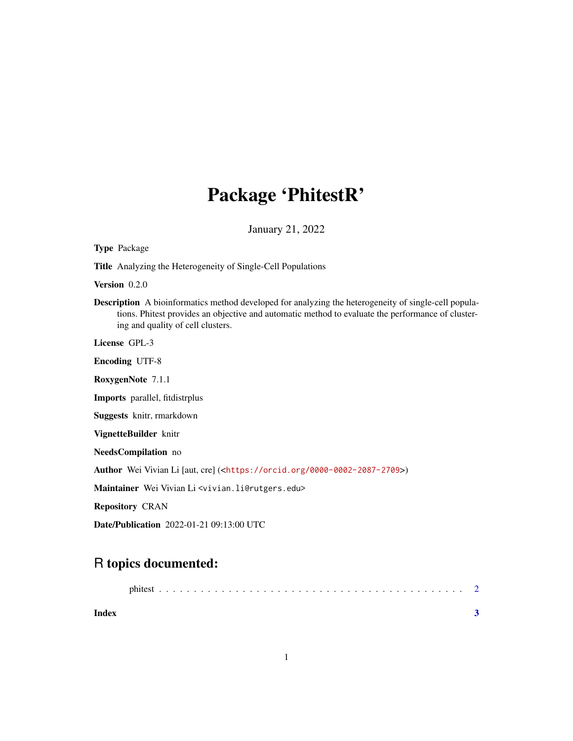# Package 'PhitestR'

January 21, 2022

**Type** Package

**Title** Analyzing the Heterogeneity of Single-Cell Populations

**Version** 0.2.0

**Description** A bioinformatics method developed for analyzing the heterogeneity of single-cell populations. Phitest provides an objective and automatic method to evaluate the performance of clustering and quality of cell clusters.

**License** GPL-3

**Encoding** UTF-8

**RoxygenNote** 7.1.1

**Imports** parallel, fitdistrplus

**Suggests** knitr, rmarkdown

**VignetteBuilder** knitr

**NeedsCompilation** no

**Author** Wei Vivian Li [aut, cre] (<https://orcid.org/0000-0002-2087-2709>)

**Maintainer** Wei Vivian Li <vivian.li@rutgers.edu>

**Repository** CRAN

**Date/Publication** 2022-01-21 09:13:00 UTC

## R topics documented:

phitest . . . . . . . . . . . . . . . . . . . . . . . . . . . . . . . . . . . . . . . . . . 2

**Index** **3**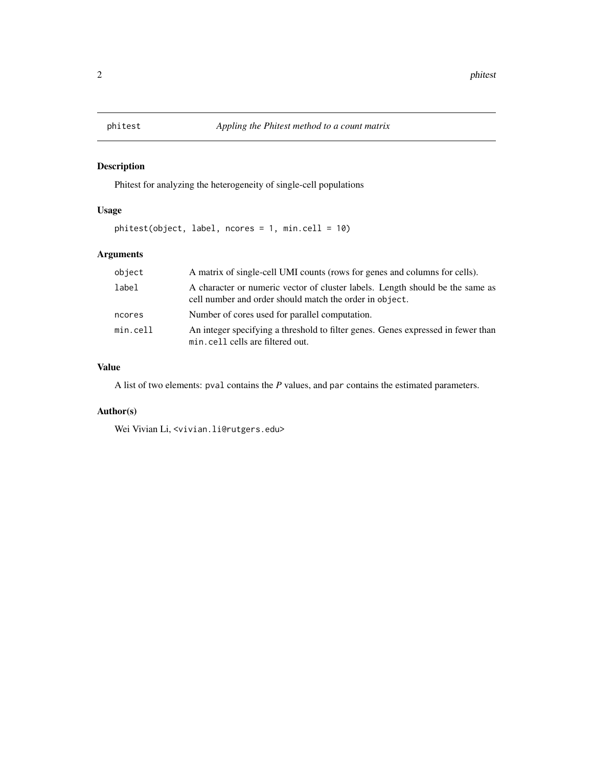## phitest — *Appling the Phitest method to a count matrix*

### Description

Phitest for analyzing the heterogeneity of single-cell populations

### Usage

```
phitest(object, label, ncores = 1, min.cell = 10)
```

### Arguments

| | |
|---|---|
| `object` | A matrix of single-cell UMI counts (rows for genes and columns for cells). |
| `label` | A character or numeric vector of cluster labels. Length should be the same as cell number and order should match the order in `object`. |
| `ncores` | Number of cores used for parallel computation. |
| `min.cell` | An integer specifying a threshold to filter genes. Genes expressed in fewer than `min.cell` cells are filtered out. |

### Value

A list of two elements: `pval` contains the *P* values, and `par` contains the estimated parameters.

### Author(s)

Wei Vivian Li, <vivian.li@rutgers.edu>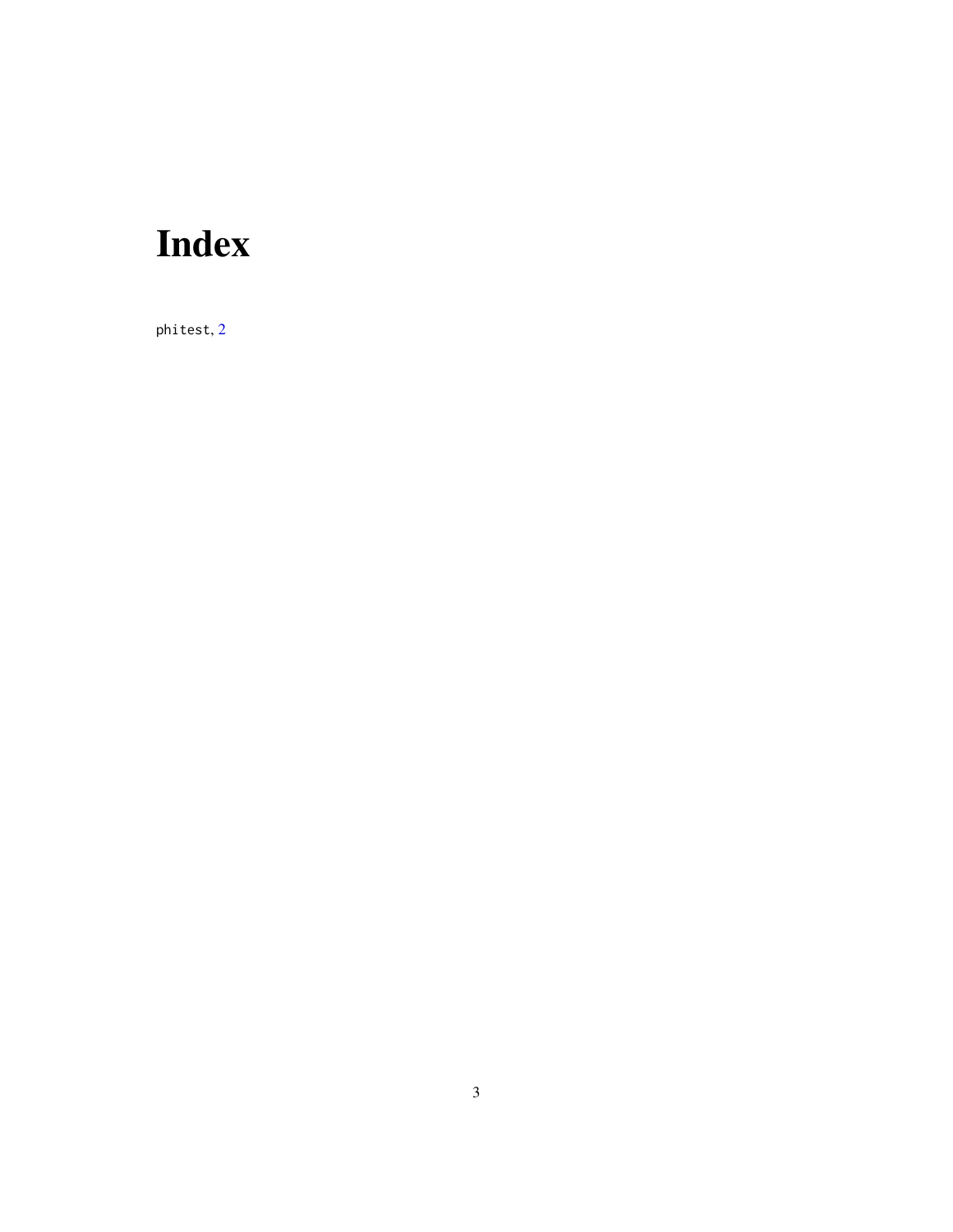# Index

phitest, 2